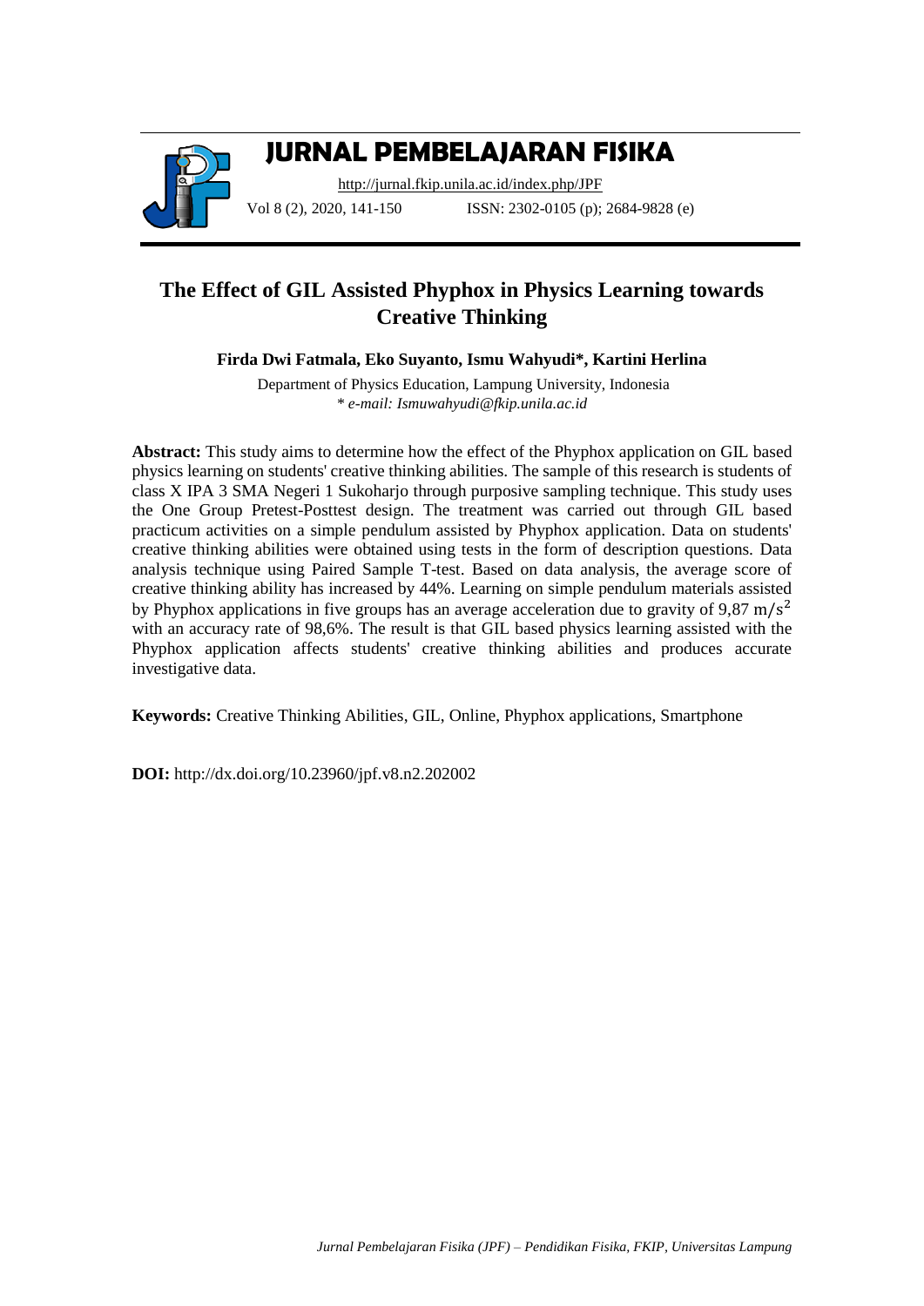# JURNAL PEMBELAJARAN FISIKA

http://jurnal.fkip.unila.ac.id/index.php/JPF

Vol 8 (2), 2020, 141-150 ISSN: 2302-0105 (p); 2684-9828 (e)

## The Effect of GIL Assisted Phyphox in Physics Learning towards Creative Thinking

**Firda Dwi Fatmala, Eko Suyanto, Ismu Wahyudi\*, Kartini Herlina**

Department of Physics Education, Lampung University, Indonesia

\* *e-mail: Ismuwahyudi@fkip.unila.ac.id*

**Abstract:** This study aims to determine how the effect of the Phyphox application on GIL based physics learning on students' creative thinking abilities. The sample of this research is students of class X IPA 3 SMA Negeri 1 Sukoharjo through purposive sampling technique. This study uses the One Group Pretest-Posttest design. The treatment was carried out through GIL based practicum activities on a simple pendulum assisted by Phyphox application. Data on students' creative thinking abilities were obtained using tests in the form of description questions. Data analysis technique using Paired Sample T-test. Based on data analysis, the average score of creative thinking ability has increased by 44%. Learning on simple pendulum materials assisted by Phyphox applications in five groups has an average acceleration due to gravity of 9,87 $\mathrm{m/s^2}$ with an accuracy rate of 98,6%. The result is that GIL based physics learning assisted with the Phyphox application affects students' creative thinking abilities and produces accurate investigative data.

**Keywords:** Creative Thinking Abilities, GIL, Online, Phyphox applications, Smartphone

**DOI:** http://dx.doi.org/10.23960/jpf.v8.n2.202002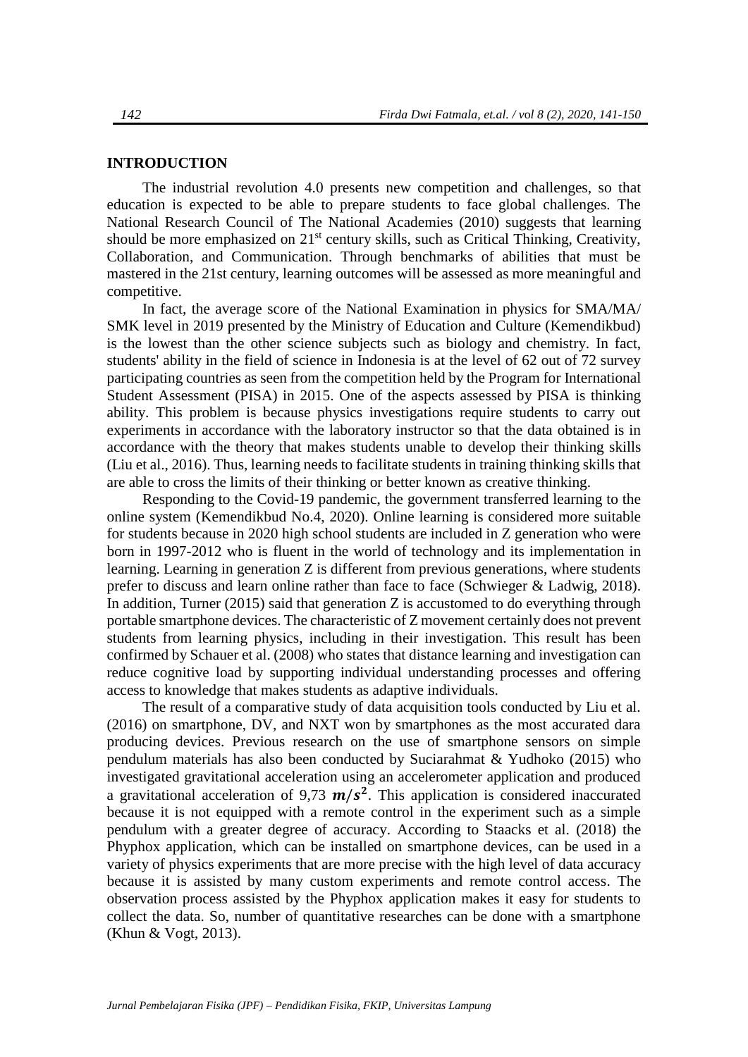## INTRODUCTION

The industrial revolution 4.0 presents new competition and challenges, so that education is expected to be able to prepare students to face global challenges. The National Research Council of The National Academies (2010) suggests that learning should be more emphasized on 21st century skills, such as Critical Thinking, Creativity, Collaboration, and Communication. Through benchmarks of abilities that must be mastered in the 21st century, learning outcomes will be assessed as more meaningful and competitive.

In fact, the average score of the National Examination in physics for SMA/MA/ SMK level in 2019 presented by the Ministry of Education and Culture (Kemendikbud) is the lowest than the other science subjects such as biology and chemistry. In fact, students' ability in the field of science in Indonesia is at the level of 62 out of 72 survey participating countries as seen from the competition held by the Program for International Student Assessment (PISA) in 2015. One of the aspects assessed by PISA is thinking ability. This problem is because physics investigations require students to carry out experiments in accordance with the laboratory instructor so that the data obtained is in accordance with the theory that makes students unable to develop their thinking skills (Liu et al., 2016). Thus, learning needs to facilitate students in training thinking skills that are able to cross the limits of their thinking or better known as creative thinking.

Responding to the Covid-19 pandemic, the government transferred learning to the online system (Kemendikbud No.4, 2020). Online learning is considered more suitable for students because in 2020 high school students are included in Z generation who were born in 1997-2012 who is fluent in the world of technology and its implementation in learning. Learning in generation Z is different from previous generations, where students prefer to discuss and learn online rather than face to face (Schwieger & Ladwig, 2018). In addition, Turner (2015) said that generation Z is accustomed to do everything through portable smartphone devices. The characteristic of Z movement certainly does not prevent students from learning physics, including in their investigation. This result has been confirmed by Schauer et al. (2008) who states that distance learning and investigation can reduce cognitive load by supporting individual understanding processes and offering access to knowledge that makes students as adaptive individuals.

The result of a comparative study of data acquisition tools conducted by Liu et al. (2016) on smartphone, DV, and NXT won by smartphones as the most accurated dara producing devices. Previous research on the use of smartphone sensors on simple pendulum materials has also been conducted by Suciarahmat & Yudhoko (2015) who investigated gravitational acceleration using an accelerometer application and produced a gravitational acceleration of 9,73 $\boldsymbol{m/s^2}$. This application is considered inaccurated because it is not equipped with a remote control in the experiment such as a simple pendulum with a greater degree of accuracy. According to Staacks et al. (2018) the Phyphox application, which can be installed on smartphone devices, can be used in a variety of physics experiments that are more precise with the high level of data accuracy because it is assisted by many custom experiments and remote control access. The observation process assisted by the Phyphox application makes it easy for students to collect the data. So, number of quantitative researches can be done with a smartphone (Khun & Vogt, 2013).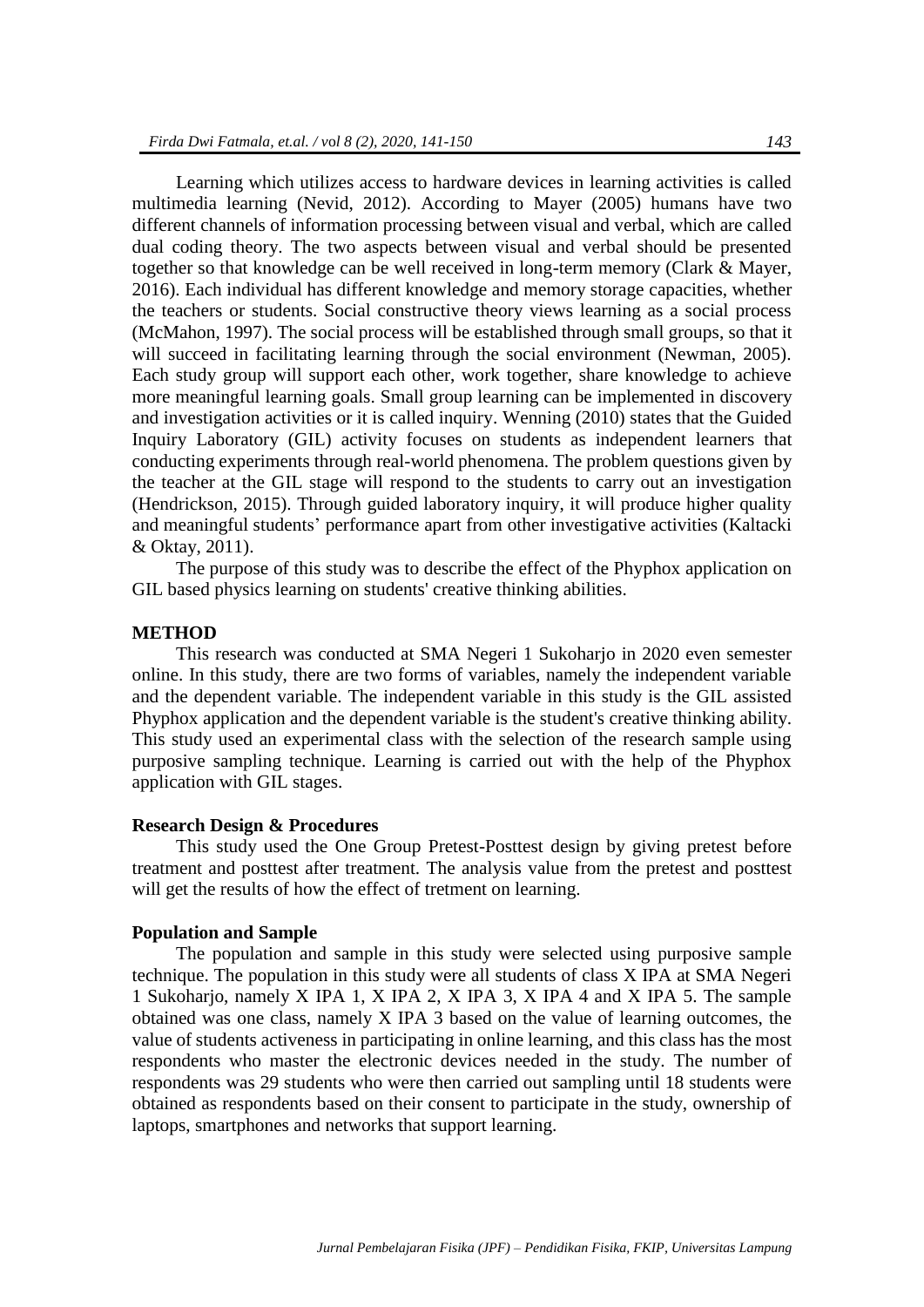Learning which utilizes access to hardware devices in learning activities is called multimedia learning (Nevid, 2012). According to Mayer (2005) humans have two different channels of information processing between visual and verbal, which are called dual coding theory. The two aspects between visual and verbal should be presented together so that knowledge can be well received in long-term memory (Clark & Mayer, 2016). Each individual has different knowledge and memory storage capacities, whether the teachers or students. Social constructive theory views learning as a social process (McMahon, 1997). The social process will be established through small groups, so that it will succeed in facilitating learning through the social environment (Newman, 2005). Each study group will support each other, work together, share knowledge to achieve more meaningful learning goals. Small group learning can be implemented in discovery and investigation activities or it is called inquiry. Wenning (2010) states that the Guided Inquiry Laboratory (GIL) activity focuses on students as independent learners that conducting experiments through real-world phenomena. The problem questions given by the teacher at the GIL stage will respond to the students to carry out an investigation (Hendrickson, 2015). Through guided laboratory inquiry, it will produce higher quality and meaningful students' performance apart from other investigative activities (Kaltacki & Oktay, 2011).

The purpose of this study was to describe the effect of the Phyphox application on GIL based physics learning on students' creative thinking abilities.

## METHOD

This research was conducted at SMA Negeri 1 Sukoharjo in 2020 even semester online. In this study, there are two forms of variables, namely the independent variable and the dependent variable. The independent variable in this study is the GIL assisted Phyphox application and the dependent variable is the student's creative thinking ability. This study used an experimental class with the selection of the research sample using purposive sampling technique. Learning is carried out with the help of the Phyphox application with GIL stages.

### Research Design & Procedures

This study used the One Group Pretest-Posttest design by giving pretest before treatment and posttest after treatment. The analysis value from the pretest and posttest will get the results of how the effect of tretment on learning.

### Population and Sample

The population and sample in this study were selected using purposive sample technique. The population in this study were all students of class X IPA at SMA Negeri 1 Sukoharjo, namely X IPA 1, X IPA 2, X IPA 3, X IPA 4 and X IPA 5. The sample obtained was one class, namely X IPA 3 based on the value of learning outcomes, the value of students activeness in participating in online learning, and this class has the most respondents who master the electronic devices needed in the study. The number of respondents was 29 students who were then carried out sampling until 18 students were obtained as respondents based on their consent to participate in the study, ownership of laptops, smartphones and networks that support learning.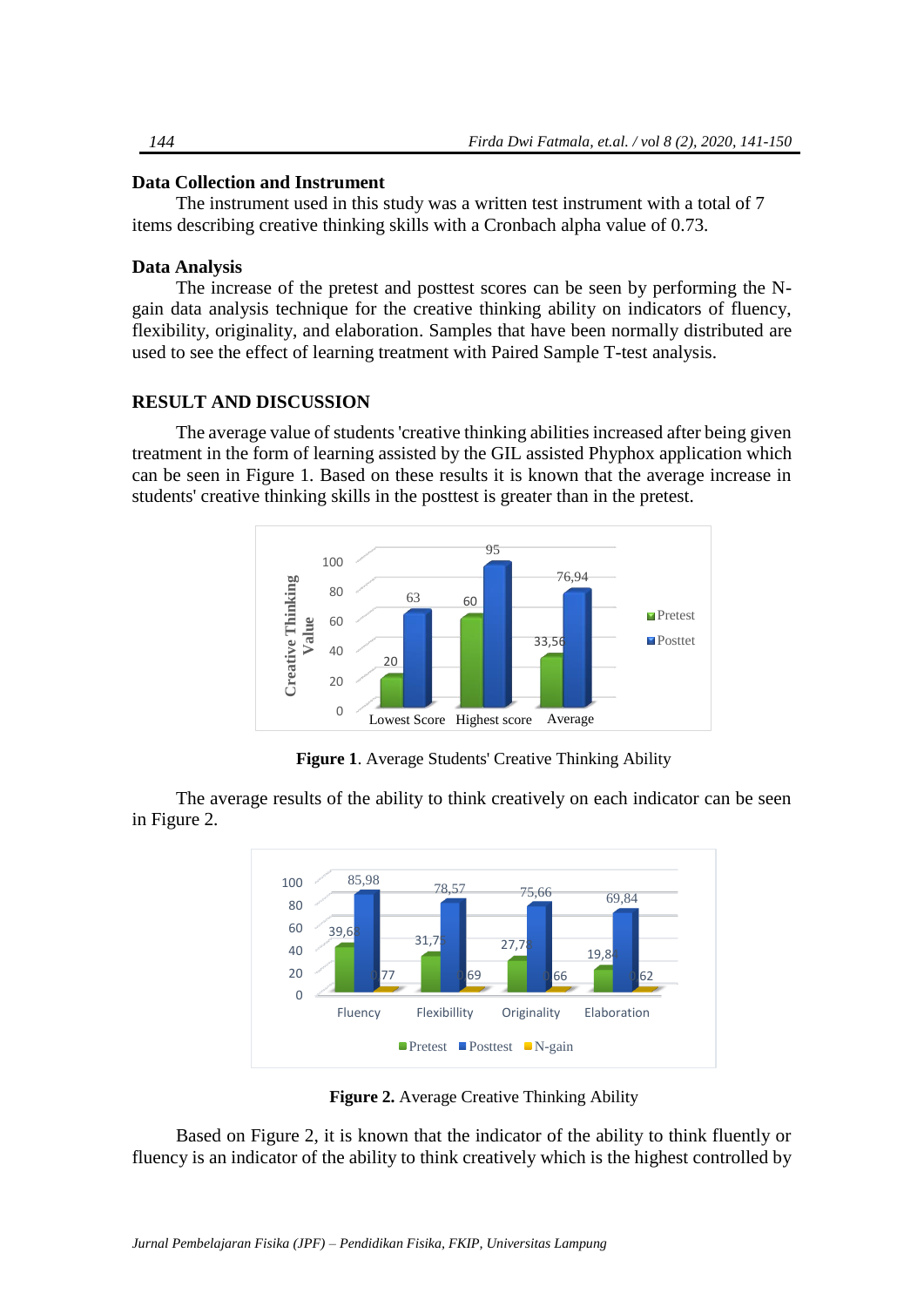### Data Collection and Instrument

The instrument used in this study was a written test instrument with a total of 7 items describing creative thinking skills with a Cronbach alpha value of 0.73.

### Data Analysis

The increase of the pretest and posttest scores can be seen by performing the N-gain data analysis technique for the creative thinking ability on indicators of fluency, flexibility, originality, and elaboration. Samples that have been normally distributed are used to see the effect of learning treatment with Paired Sample T-test analysis.

## RESULT AND DISCUSSION

The average value of students 'creative thinking abilities increased after being given treatment in the form of learning assisted by the GIL assisted Phyphox application which can be seen in Figure 1. Based on these results it is known that the average increase in students' creative thinking skills in the posttest is greater than in the pretest.

**Figure 1**. Average Students' Creative Thinking Ability

The average results of the ability to think creatively on each indicator can be seen in Figure 2.

**Figure 2.** Average Creative Thinking Ability

Based on Figure 2, it is known that the indicator of the ability to think fluently or fluency is an indicator of the ability to think creatively which is the highest controlled by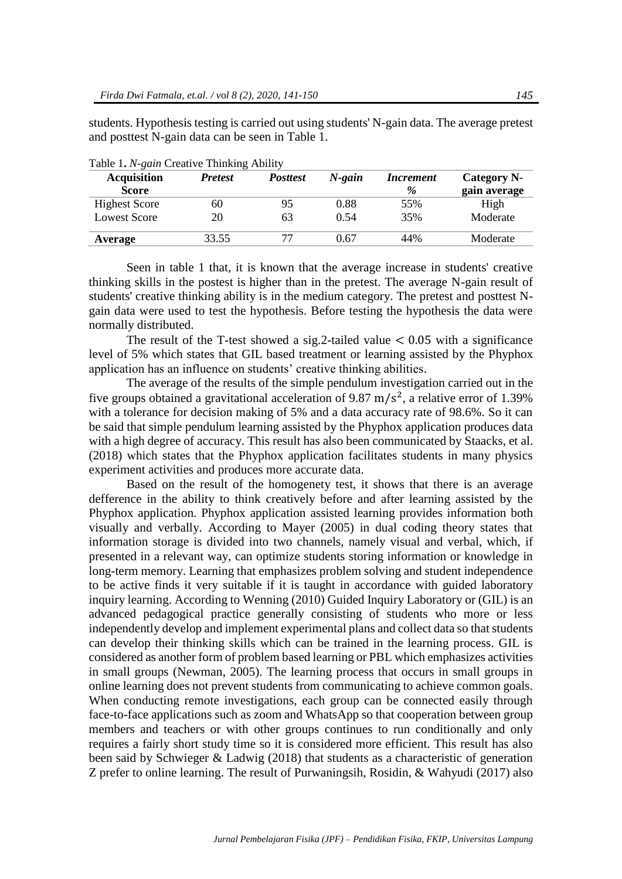students. Hypothesis testing is carried out using students' N-gain data. The average pretest and posttest N-gain data can be seen in Table 1.

Table 1. *N-gain* Creative Thinking Ability

| Acquisition Score | *Pretest* | *Posttest* | *N-gain* | *Increment* % | Category N-gain average |
|---|---|---|---|---|---|
| Highest Score | 60 | 95 | 0.88 | 55% | High |
| Lowest Score | 20 | 63 | 0.54 | 35% | Moderate |
| **Average** | 33.55 | 77 | 0.67 | 44% | Moderate |

Seen in table 1 that, it is known that the average increase in students' creative thinking skills in the postest is higher than in the pretest. The average N-gain result of students' creative thinking ability is in the medium category. The pretest and posttest N-gain data were used to test the hypothesis. Before testing the hypothesis the data were normally distributed.

The result of the T-test showed a sig.2-tailed value $< 0.05$ with a significance level of 5% which states that GIL based treatment or learning assisted by the Phyphox application has an influence on students' creative thinking abilities.

The average of the results of the simple pendulum investigation carried out in the five groups obtained a gravitational acceleration of 9.87 $\mathrm{m/s^2}$, a relative error of 1.39% with a tolerance for decision making of 5% and a data accuracy rate of 98.6%. So it can be said that simple pendulum learning assisted by the Phyphox application produces data with a high degree of accuracy. This result has also been communicated by Staacks, et al. (2018) which states that the Phyphox application facilitates students in many physics experiment activities and produces more accurate data.

Based on the result of the homogenety test, it shows that there is an average defference in the ability to think creatively before and after learning assisted by the Phyphox application. Phyphox application assisted learning provides information both visually and verbally. According to Mayer (2005) in dual coding theory states that information storage is divided into two channels, namely visual and verbal, which, if presented in a relevant way, can optimize students storing information or knowledge in long-term memory. Learning that emphasizes problem solving and student independence to be active finds it very suitable if it is taught in accordance with guided laboratory inquiry learning. According to Wenning (2010) Guided Inquiry Laboratory or (GIL) is an advanced pedagogical practice generally consisting of students who more or less independently develop and implement experimental plans and collect data so that students can develop their thinking skills which can be trained in the learning process. GIL is considered as another form of problem based learning or PBL which emphasizes activities in small groups (Newman, 2005). The learning process that occurs in small groups in online learning does not prevent students from communicating to achieve common goals. When conducting remote investigations, each group can be connected easily through face-to-face applications such as zoom and WhatsApp so that cooperation between group members and teachers or with other groups continues to run conditionally and only requires a fairly short study time so it is considered more efficient. This result has also been said by Schwieger & Ladwig (2018) that students as a characteristic of generation Z prefer to online learning. The result of Purwaningsih, Rosidin, & Wahyudi (2017) also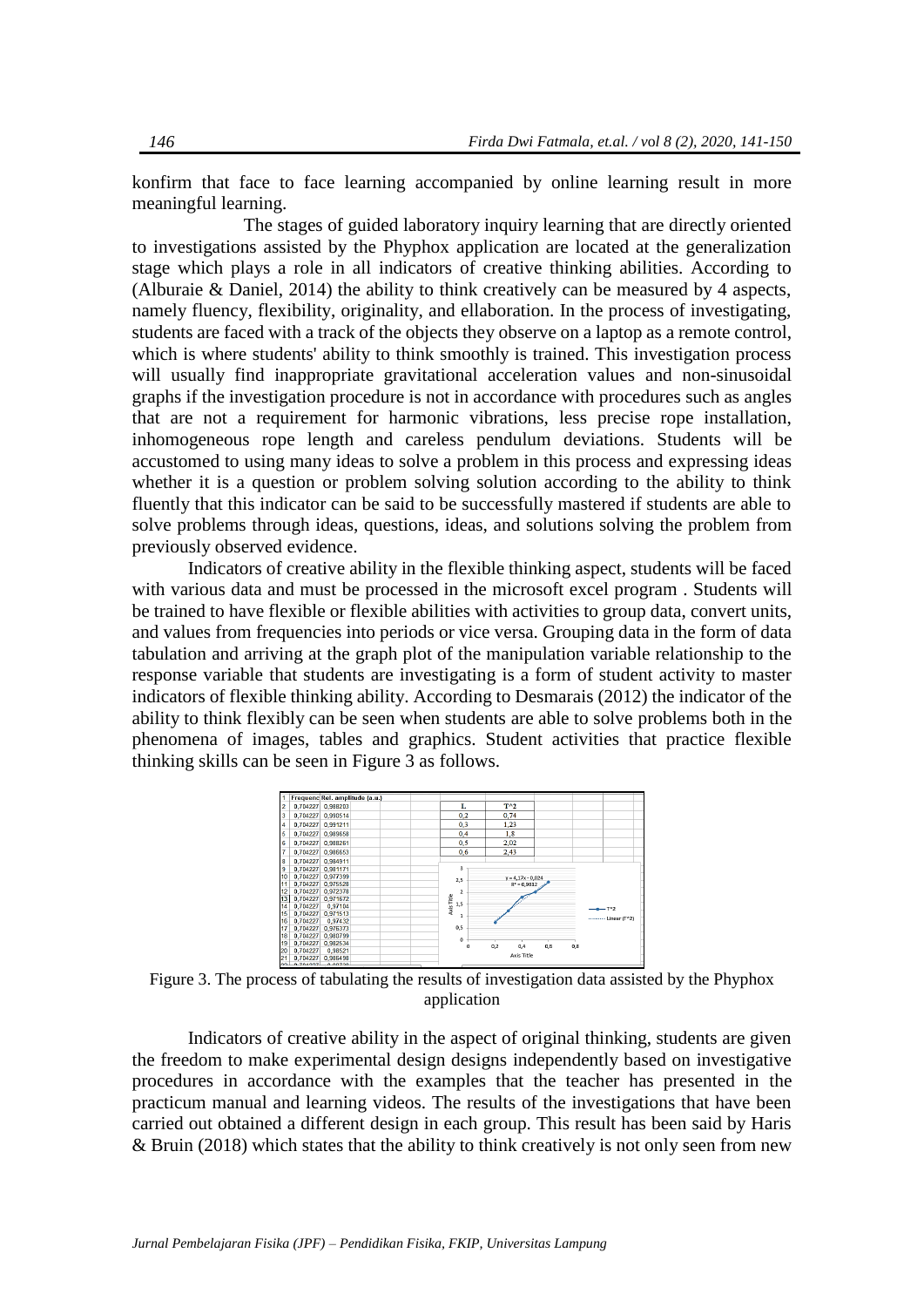konfirm that face to face learning accompanied by online learning result in more meaningful learning.

The stages of guided laboratory inquiry learning that are directly oriented to investigations assisted by the Phyphox application are located at the generalization stage which plays a role in all indicators of creative thinking abilities. According to (Alburaie & Daniel, 2014) the ability to think creatively can be measured by 4 aspects, namely fluency, flexibility, originality, and ellaboration. In the process of investigating, students are faced with a track of the objects they observe on a laptop as a remote control, which is where students' ability to think smoothly is trained. This investigation process will usually find inappropriate gravitational acceleration values and non-sinusoidal graphs if the investigation procedure is not in accordance with procedures such as angles that are not a requirement for harmonic vibrations, less precise rope installation, inhomogeneous rope length and careless pendulum deviations. Students will be accustomed to using many ideas to solve a problem in this process and expressing ideas whether it is a question or problem solving solution according to the ability to think fluently that this indicator can be said to be successfully mastered if students are able to solve problems through ideas, questions, ideas, and solutions solving the problem from previously observed evidence.

Indicators of creative ability in the flexible thinking aspect, students will be faced with various data and must be processed in the microsoft excel program . Students will be trained to have flexible or flexible abilities with activities to group data, convert units, and values from frequencies into periods or vice versa. Grouping data in the form of data tabulation and arriving at the graph plot of the manipulation variable relationship to the response variable that students are investigating is a form of student activity to master indicators of flexible thinking ability. According to Desmarais (2012) the indicator of the ability to think flexibly can be seen when students are able to solve problems both in the phenomena of images, tables and graphics. Student activities that practice flexible thinking skills can be seen in Figure 3 as follows.

Figure 3. The process of tabulating the results of investigation data assisted by the Phyphox application

Indicators of creative ability in the aspect of original thinking, students are given the freedom to make experimental design designs independently based on investigative procedures in accordance with the examples that the teacher has presented in the practicum manual and learning videos. The results of the investigations that have been carried out obtained a different design in each group. This result has been said by Haris & Bruin (2018) which states that the ability to think creatively is not only seen from new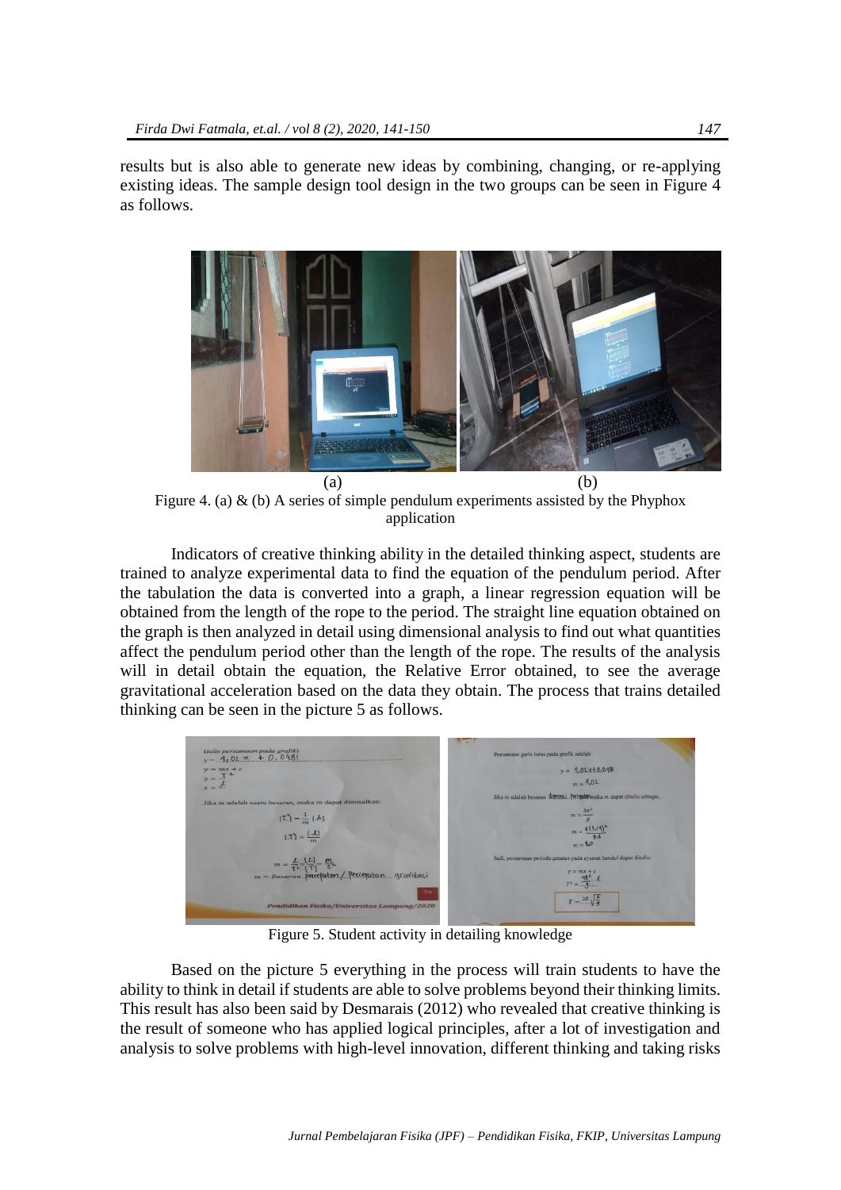results but is also able to generate new ideas by combining, changing, or re-applying existing ideas. The sample design tool design in the two groups can be seen in Figure 4 as follows.

(a) (b)

Figure 4. (a) & (b) A series of simple pendulum experiments assisted by the Phyphox application

Indicators of creative thinking ability in the detailed thinking aspect, students are trained to analyze experimental data to find the equation of the pendulum period. After the tabulation the data is converted into a graph, a linear regression equation will be obtained from the length of the rope to the period. The straight line equation obtained on the graph is then analyzed in detail using dimensional analysis to find out what quantities affect the pendulum period other than the length of the rope. The results of the analysis will in detail obtain the equation, the Relative Error obtained, to see the average gravitational acceleration based on the data they obtain. The process that trains detailed thinking can be seen in the picture 5 as follows.

Figure 5. Student activity in detailing knowledge

Based on the picture 5 everything in the process will train students to have the ability to think in detail if students are able to solve problems beyond their thinking limits. This result has also been said by Desmarais (2012) who revealed that creative thinking is the result of someone who has applied logical principles, after a lot of investigation and analysis to solve problems with high-level innovation, different thinking and taking risks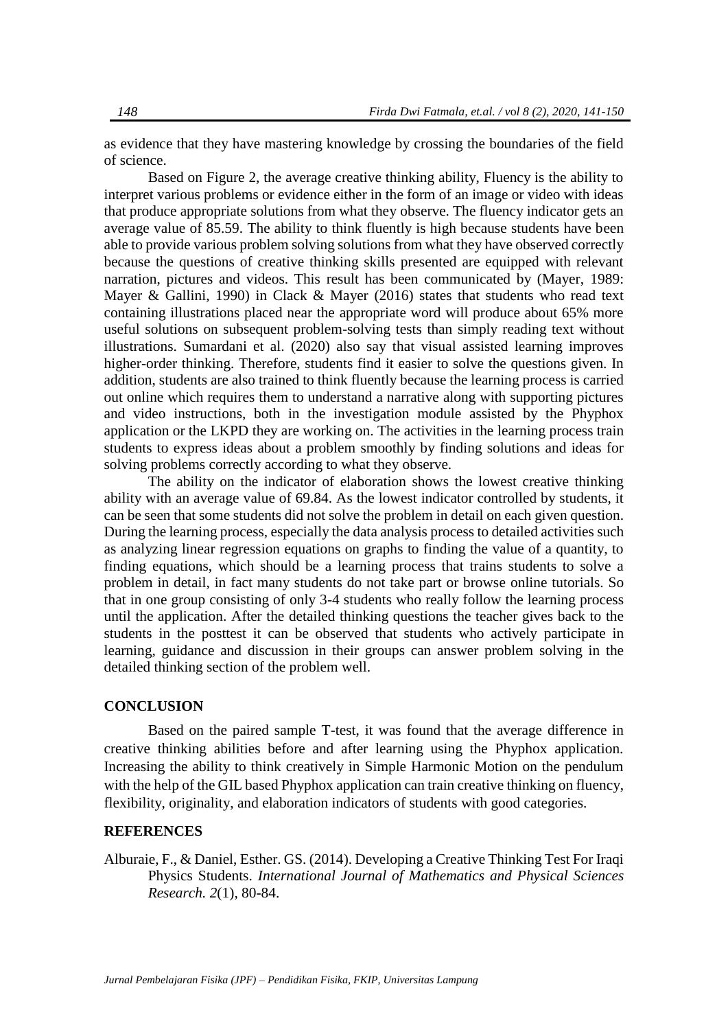as evidence that they have mastering knowledge by crossing the boundaries of the field of science.

Based on Figure 2, the average creative thinking ability, Fluency is the ability to interpret various problems or evidence either in the form of an image or video with ideas that produce appropriate solutions from what they observe. The fluency indicator gets an average value of 85.59. The ability to think fluently is high because students have been able to provide various problem solving solutions from what they have observed correctly because the questions of creative thinking skills presented are equipped with relevant narration, pictures and videos. This result has been communicated by (Mayer, 1989: Mayer & Gallini, 1990) in Clack & Mayer (2016) states that students who read text containing illustrations placed near the appropriate word will produce about 65% more useful solutions on subsequent problem-solving tests than simply reading text without illustrations. Sumardani et al. (2020) also say that visual assisted learning improves higher-order thinking. Therefore, students find it easier to solve the questions given. In addition, students are also trained to think fluently because the learning process is carried out online which requires them to understand a narrative along with supporting pictures and video instructions, both in the investigation module assisted by the Phyphox application or the LKPD they are working on. The activities in the learning process train students to express ideas about a problem smoothly by finding solutions and ideas for solving problems correctly according to what they observe.

The ability on the indicator of elaboration shows the lowest creative thinking ability with an average value of 69.84. As the lowest indicator controlled by students, it can be seen that some students did not solve the problem in detail on each given question. During the learning process, especially the data analysis process to detailed activities such as analyzing linear regression equations on graphs to finding the value of a quantity, to finding equations, which should be a learning process that trains students to solve a problem in detail, in fact many students do not take part or browse online tutorials. So that in one group consisting of only 3-4 students who really follow the learning process until the application. After the detailed thinking questions the teacher gives back to the students in the posttest it can be observed that students who actively participate in learning, guidance and discussion in their groups can answer problem solving in the detailed thinking section of the problem well.

## CONCLUSION

Based on the paired sample T-test, it was found that the average difference in creative thinking abilities before and after learning using the Phyphox application. Increasing the ability to think creatively in Simple Harmonic Motion on the pendulum with the help of the GIL based Phyphox application can train creative thinking on fluency, flexibility, originality, and elaboration indicators of students with good categories.

## REFERENCES

Alburaie, F., & Daniel, Esther. GS. (2014). Developing a Creative Thinking Test For Iraqi Physics Students. *International Journal of Mathematics and Physical Sciences Research. 2*(1), 80-84.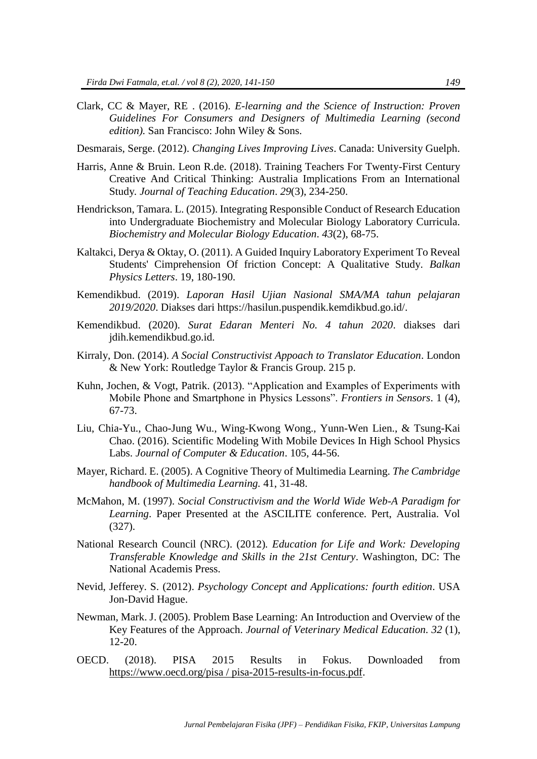Clark, CC & Mayer, RE . (2016). *E-learning and the Science of Instruction: Proven Guidelines For Consumers and Designers of Multimedia Learning (second edition).* San Francisco: John Wiley & Sons.

Desmarais, Serge. (2012). *Changing Lives Improving Lives*. Canada: University Guelph.

Harris, Anne & Bruin. Leon R.de. (2018). Training Teachers For Twenty-First Century Creative And Critical Thinking: Australia Implications From an International Study. *Journal of Teaching Education*. *29*(3), 234-250.

Hendrickson, Tamara. L. (2015). Integrating Responsible Conduct of Research Education into Undergraduate Biochemistry and Molecular Biology Laboratory Curricula. *Biochemistry and Molecular Biology Education*. *43*(2), 68-75.

Kaltakci, Derya & Oktay, O. (2011). A Guided Inquiry Laboratory Experiment To Reveal Students' Cimprehension Of friction Concept: A Qualitative Study. *Balkan Physics Letters*. 19, 180-190.

Kemendikbud. (2019). *Laporan Hasil Ujian Nasional SMA/MA tahun pelajaran 2019/2020*. Diakses dari https://hasilun.puspendik.kemdikbud.go.id/.

Kemendikbud. (2020). *Surat Edaran Menteri No. 4 tahun 2020*. diakses dari jdih.kemendikbud.go.id.

Kirraly, Don. (2014). *A Social Constructivist Appoach to Translator Education*. London & New York: Routledge Taylor & Francis Group. 215 p.

Kuhn, Jochen, & Vogt, Patrik. (2013). "Application and Examples of Experiments with Mobile Phone and Smartphone in Physics Lessons". *Frontiers in Sensors*. 1 (4), 67-73.

Liu, Chia-Yu., Chao-Jung Wu., Wing-Kwong Wong., Yunn-Wen Lien., & Tsung-Kai Chao. (2016). Scientific Modeling With Mobile Devices In High School Physics Labs. *Journal of Computer & Education*. 105, 44-56.

Mayer, Richard. E. (2005). A Cognitive Theory of Multimedia Learning. *The Cambridge handbook of Multimedia Learning.* 41, 31-48.

McMahon, M. (1997). *Social Constructivism and the World Wide Web-A Paradigm for Learning*. Paper Presented at the ASCILITE conference. Pert, Australia. Vol (327).

National Research Council (NRC). (2012). *Education for Life and Work: Developing Transferable Knowledge and Skills in the 21st Century*. Washington, DC: The National Academis Press.

Nevid, Jefferey. S. (2012). *Psychology Concept and Applications: fourth edition*. USA Jon-David Hague.

Newman, Mark. J. (2005). Problem Base Learning: An Introduction and Overview of the Key Features of the Approach. *Journal of Veterinary Medical Education*. *32* (1), 12-20.

OECD. (2018). PISA 2015 Results in Fokus. Downloaded from https://www.oecd.org/pisa / pisa-2015-results-in-focus.pdf.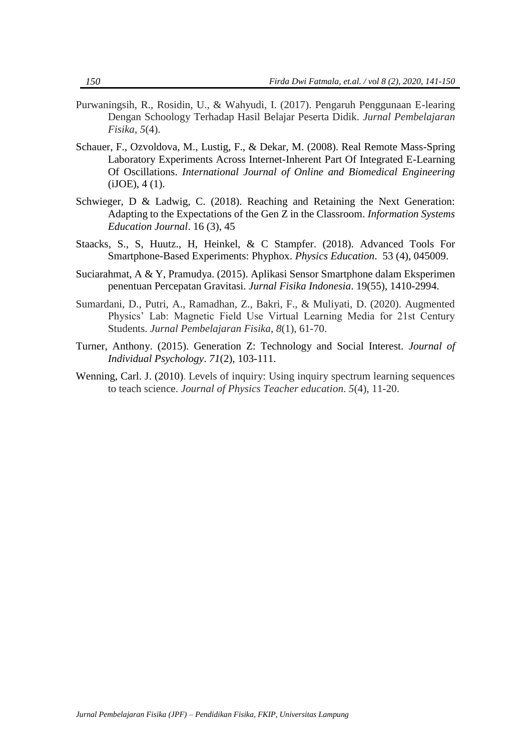Purwaningsih, R., Rosidin, U., & Wahyudi, I. (2017). Pengaruh Penggunaan E-learing Dengan Schoology Terhadap Hasil Belajar Peserta Didik. *Jurnal Pembelajaran Fisika*, *5*(4).

Schauer, F., Ozvoldova, M., Lustig, F., & Dekar, M. (2008). Real Remote Mass-Spring Laboratory Experiments Across Internet-Inherent Part Of Integrated E-Learning Of Oscillations. *International Journal of Online and Biomedical Engineering* (iJOE), 4 (1).

Schwieger, D & Ladwig, C. (2018). Reaching and Retaining the Next Generation: Adapting to the Expectations of the Gen Z in the Classroom. *Information Systems Education Journal*. 16 (3), 45

Staacks, S., S, Huutz., H, Heinkel, & C Stampfer. (2018). Advanced Tools For Smartphone-Based Experiments: Phyphox. *Physics Education*. 53 (4), 045009.

Suciarahmat, A & Y, Pramudya. (2015). Aplikasi Sensor Smartphone dalam Eksperimen penentuan Percepatan Gravitasi. *Jurnal Fisika Indonesia*. 19(55), 1410-2994.

Sumardani, D., Putri, A., Ramadhan, Z., Bakri, F., & Muliyati, D. (2020). Augmented Physics' Lab: Magnetic Field Use Virtual Learning Media for 21st Century Students. *Jurnal Pembelajaran Fisika*, *8*(1), 61-70.

Turner, Anthony. (2015). Generation Z: Technology and Social Interest. *Journal of Individual Psychology*. *71*(2), 103-111.

Wenning, Carl. J. (2010). Levels of inquiry: Using inquiry spectrum learning sequences to teach science. *Journal of Physics Teacher education*. *5*(4), 11-20.